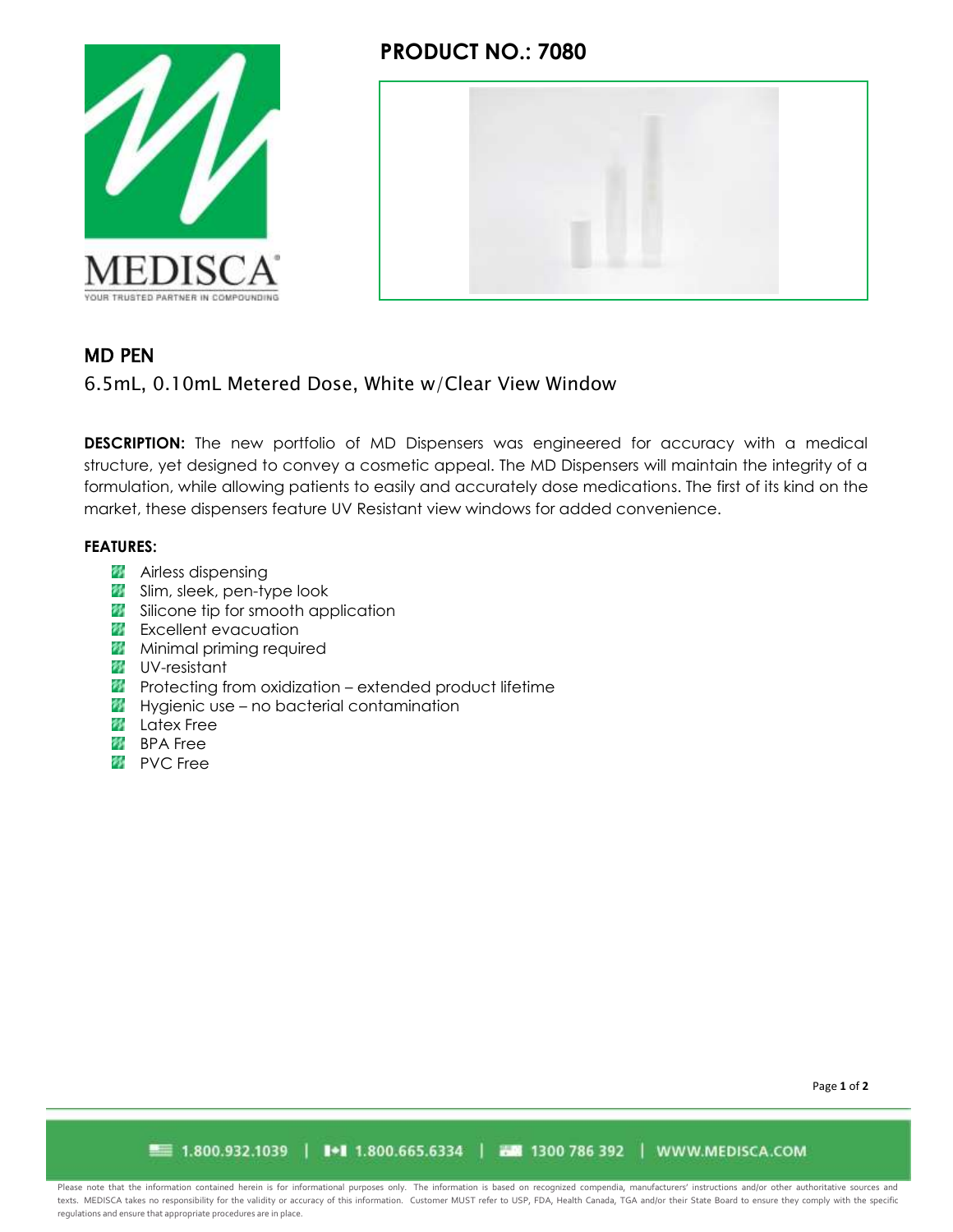# PRODUCT NO.: 7080

## MD PEN

6.5mL, 0.10mL Metered Dose, White w/Clear View Window

**DESCRIPTION:** The new portfolio of MD Dispensers was engineered for accuracy with a medical structure, yet designed to convey a cosmetic appeal. The MD Dispensers will maintain the integrity of a formulation, while allowing patients to easily and accurately dose medications. The first of its kind on the market, these dispensers feature UV Resistant view windows for added convenience.

**FEATURES:**

- Airless dispensing
- Slim, sleek, pen-type look
- Silicone tip for smooth application
- Excellent evacuation
- Minimal priming required
- UV-resistant
- Protecting from oxidization – extended product lifetime
- Hygienic use – no bacterial contamination
- Latex Free
- BPA Free
- PVC Free

1.800.932.1039 | 1.800.665.6334 | 1300 786 392 | WWW.MEDISCA.COM

Please note that the information contained herein is for informational purposes only. The information is based on recognized compendia, manufacturers' instructions and/or other authoritative sources and texts. MEDISCA takes no responsibility for the validity or accuracy of this information. Customer MUST refer to USP, FDA, Health Canada, TGA and/or their State Board to ensure they comply with the specific regulations and ensure that appropriate procedures are in place.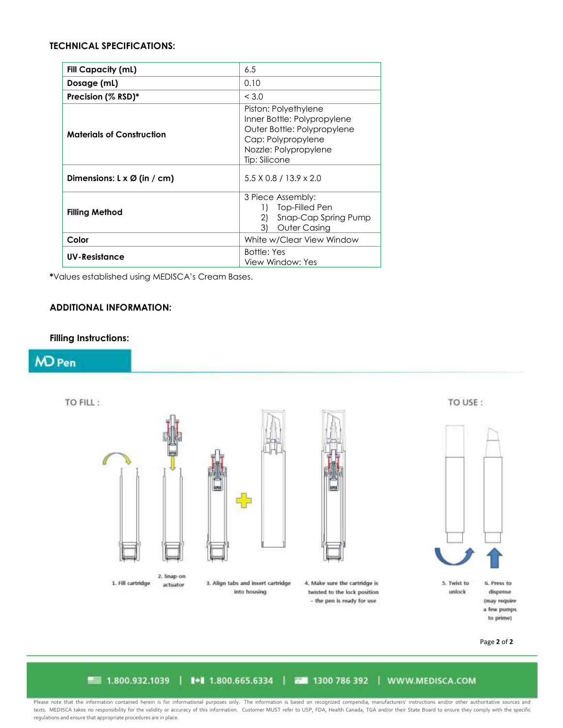### TECHNICAL SPECIFICATIONS:

| | |
|---|---|
| **Fill Capacity (mL)** | 6.5 |
| **Dosage (mL)** | 0.10 |
| **Precision (% RSD)*** | < 3.0 |
| **Materials of Construction** | Piston: Polyethylene<br>Inner Bottle: Polypropylene<br>Outer Bottle: Polypropylene<br>Cap: Polypropylene<br>Nozzle: Polypropylene<br>Tip: Silicone |
| **Dimensions: L x Ø (in / cm)** | 5.5 X 0.8 / 13.9 x 2.0 |
| **Filling Method** | 3 Piece Assembly:<br>1) Top-Filled Pen<br>2) Snap-Cap Spring Pump<br>3) Outer Casing |
| **Color** | White w/Clear View Window |
| **UV-Resistance** | Bottle: Yes<br>View Window: Yes |

***Values established using MEDISCA's Cream Bases.

### ADDITIONAL INFORMATION:

#### Filling Instructions:

MD Pen

TO FILL :

1. Fill cartridge

2. Snap-on actuator

3. Align tabs and insert cartridge into housing

4. Make sure the cartridge is twisted to the lock position – the pen is ready for use

TO USE :

5. Twist to unlock

6. Press to dispense (may require a few pumps to prime)

1.800.932.1039 | 1.800.665.6334 | 1300 786 392 | WWW.MEDISCA.COM

Please note that the information contained herein is for informational purposes only. The information is based on recognized compendia, manufacturers' instructions and/or other authoritative sources and texts. MEDISCA takes no responsibility for the validity or accuracy of this information. Customer MUST refer to USP, FDA, Health Canada, TGA and/or their State Board to ensure they comply with the specific regulations and ensure that appropriate procedures are in place.